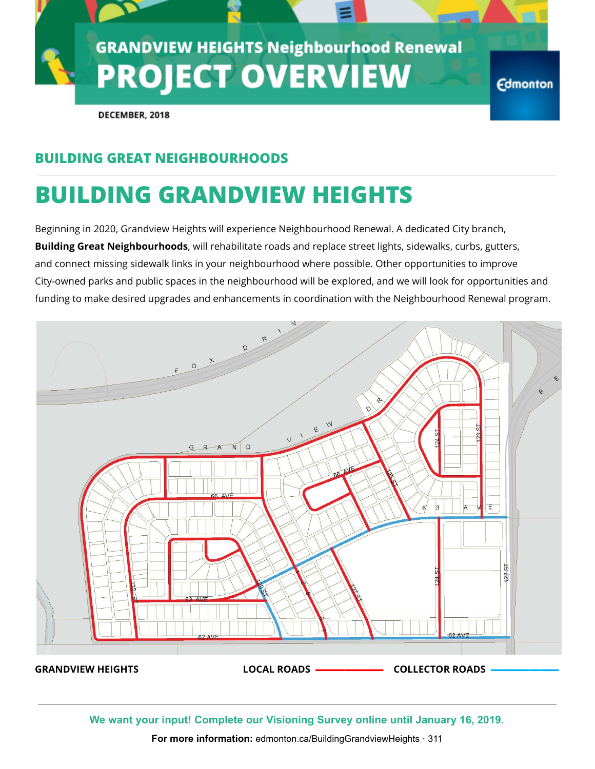# GRANDVIEW HEIGHTS Neighbourhood Renewal

# PROJECT OVERVIEW

Edmonton

DECEMBER, 2018

## BUILDING GREAT NEIGHBOURHOODS

# BUILDING GRANDVIEW HEIGHTS

Beginning in 2020, Grandview Heights will experience Neighbourhood Renewal. A dedicated City branch, **Building Great Neighbourhoods**, will rehabilitate roads and replace street lights, sidewalks, curbs, gutters, and connect missing sidewalk links in your neighbourhood where possible. Other opportunities to improve City-owned parks and public spaces in the neighbourhood will be explored, and we will look for opportunities and funding to make desired upgrades and enhancements in coordination with the Neighbourhood Renewal program.

**GRANDVIEW HEIGHTS** **LOCAL ROADS** **COLLECTOR ROADS**

**We want your input! Complete our Visioning Survey online until January 16, 2019.**

**For more information:** edmonton.ca/BuildingGrandviewHeights · 311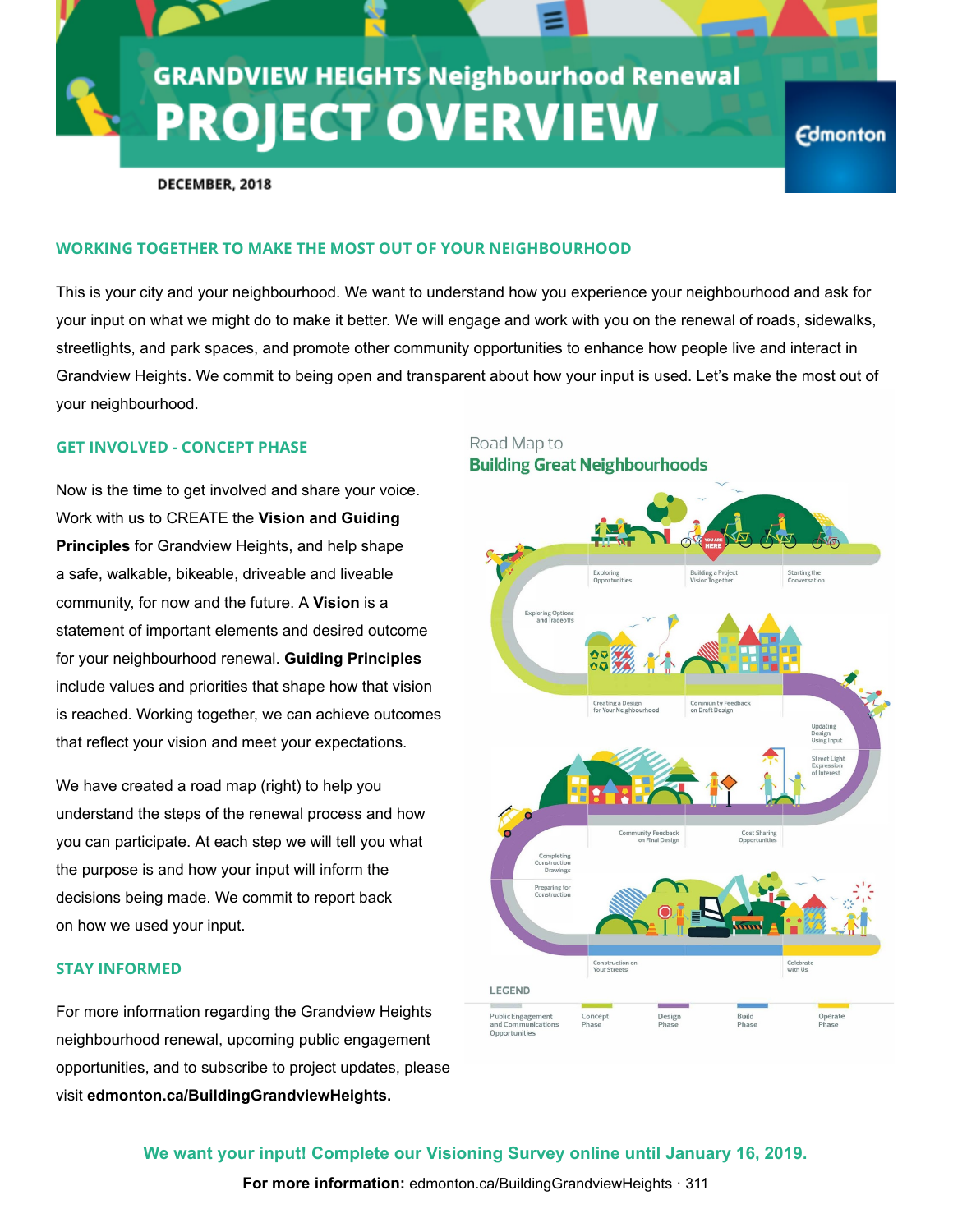# GRANDVIEW HEIGHTS Neighbourhood Renewal

# PROJECT OVERVIEW

Edmonton

DECEMBER, 2018

## WORKING TOGETHER TO MAKE THE MOST OUT OF YOUR NEIGHBOURHOOD

This is your city and your neighbourhood. We want to understand how you experience your neighbourhood and ask for your input on what we might do to make it better. We will engage and work with you on the renewal of roads, sidewalks, streetlights, and park spaces, and promote other community opportunities to enhance how people live and interact in Grandview Heights. We commit to being open and transparent about how your input is used. Let's make the most out of your neighbourhood.

## GET INVOLVED - CONCEPT PHASE

Now is the time to get involved and share your voice. Work with us to CREATE the **Vision and Guiding Principles** for Grandview Heights, and help shape a safe, walkable, bikeable, driveable and liveable community, for now and the future. A **Vision** is a statement of important elements and desired outcome for your neighbourhood renewal. **Guiding Principles** include values and priorities that shape how that vision is reached. Working together, we can achieve outcomes that reflect your vision and meet your expectations.

We have created a road map (right) to help you understand the steps of the renewal process and how you can participate. At each step we will tell you what the purpose is and how your input will inform the decisions being made. We commit to report back on how we used your input.

## STAY INFORMED

For more information regarding the Grandview Heights neighbourhood renewal, upcoming public engagement opportunities, and to subscribe to project updates, please visit **edmonton.ca/BuildingGrandviewHeights.**

Road Map to
**Building Great Neighbourhoods**

Starting the Conversation
YOU ARE HERE
Building a Project Vision Together
Exploring Opportunities
Exploring Options and Tradeoffs
Creating a Design for Your Neighbourhood
Community Feedback on Draft Design
Updating Design Using Input
Street Light Expression of Interest
Cost Sharing Opportunities
Community Feedback on Final Design
Completing Construction Drawings
Preparing for Construction
Construction on Your Streets
Celebrate with Us

LEGEND
Public Engagement and Communications Opportunities
Concept Phase
Design Phase
Build Phase
Operate Phase

**We want your input! Complete our Visioning Survey online until January 16, 2019.**

**For more information:** edmonton.ca/BuildingGrandviewHeights · 311